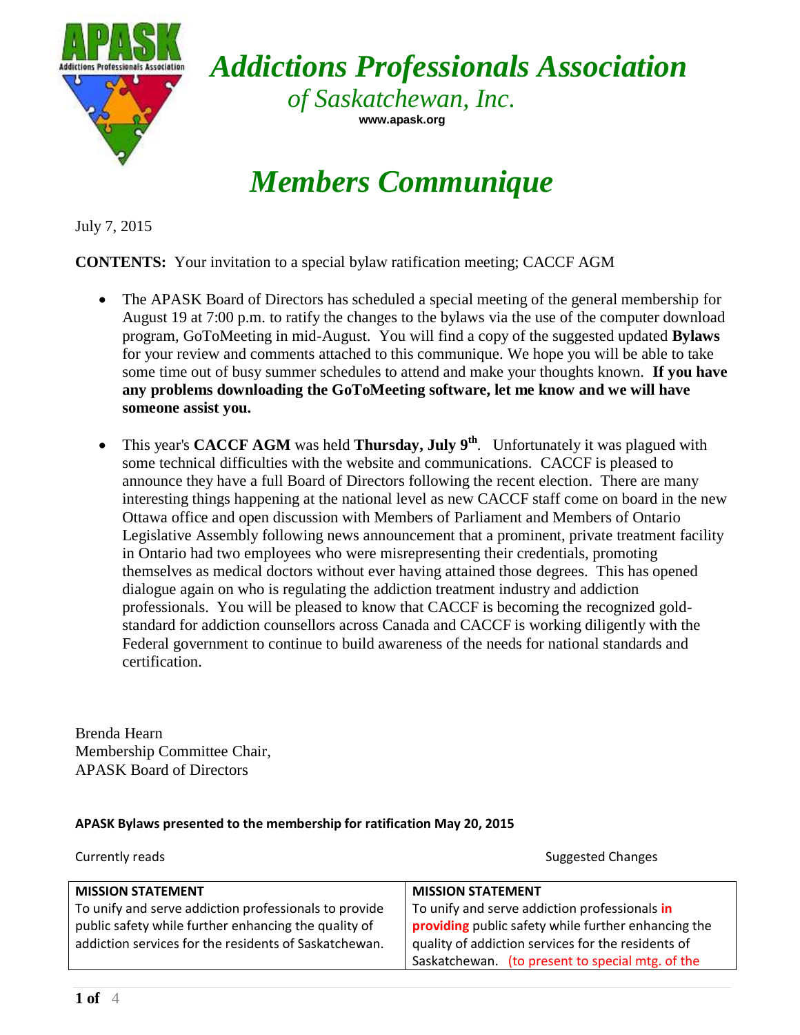# *Addictions Professionals Association*

*of Saskatchewan, Inc.*

www.apask.org

# *Members Communique*

July 7, 2015

**CONTENTS:** Your invitation to a special bylaw ratification meeting; CACCF AGM

- The APASK Board of Directors has scheduled a special meeting of the general membership for August 19 at 7:00 p.m. to ratify the changes to the bylaws via the use of the computer download program, GoToMeeting in mid-August. You will find a copy of the suggested updated **Bylaws** for your review and comments attached to this communique. We hope you will be able to take some time out of busy summer schedules to attend and make your thoughts known. **If you have any problems downloading the GoToMeeting software, let me know and we will have someone assist you.**

- This year's **CACCF AGM** was held **Thursday, July 9th**. Unfortunately it was plagued with some technical difficulties with the website and communications. CACCF is pleased to announce they have a full Board of Directors following the recent election. There are many interesting things happening at the national level as new CACCF staff come on board in the new Ottawa office and open discussion with Members of Parliament and Members of Ontario Legislative Assembly following news announcement that a prominent, private treatment facility in Ontario had two employees who were misrepresenting their credentials, promoting themselves as medical doctors without ever having attained those degrees. This has opened dialogue again on who is regulating the addiction treatment industry and addiction professionals. You will be pleased to know that CACCF is becoming the recognized gold-standard for addiction counsellors across Canada and CACCF is working diligently with the Federal government to continue to build awareness of the needs for national standards and certification.

Brenda Hearn
Membership Committee Chair,
APASK Board of Directors

**APASK Bylaws presented to the membership for ratification May 20, 2015**

| Currently reads | Suggested Changes |
|---|---|
| **MISSION STATEMENT**<br>To unify and serve addiction professionals to provide public safety while further enhancing the quality of addiction services for the residents of Saskatchewan. | **MISSION STATEMENT**<br>To unify and serve addiction professionals **in providing** public safety while further enhancing the quality of addiction services for the residents of Saskatchewan. (to present to special mtg. of the |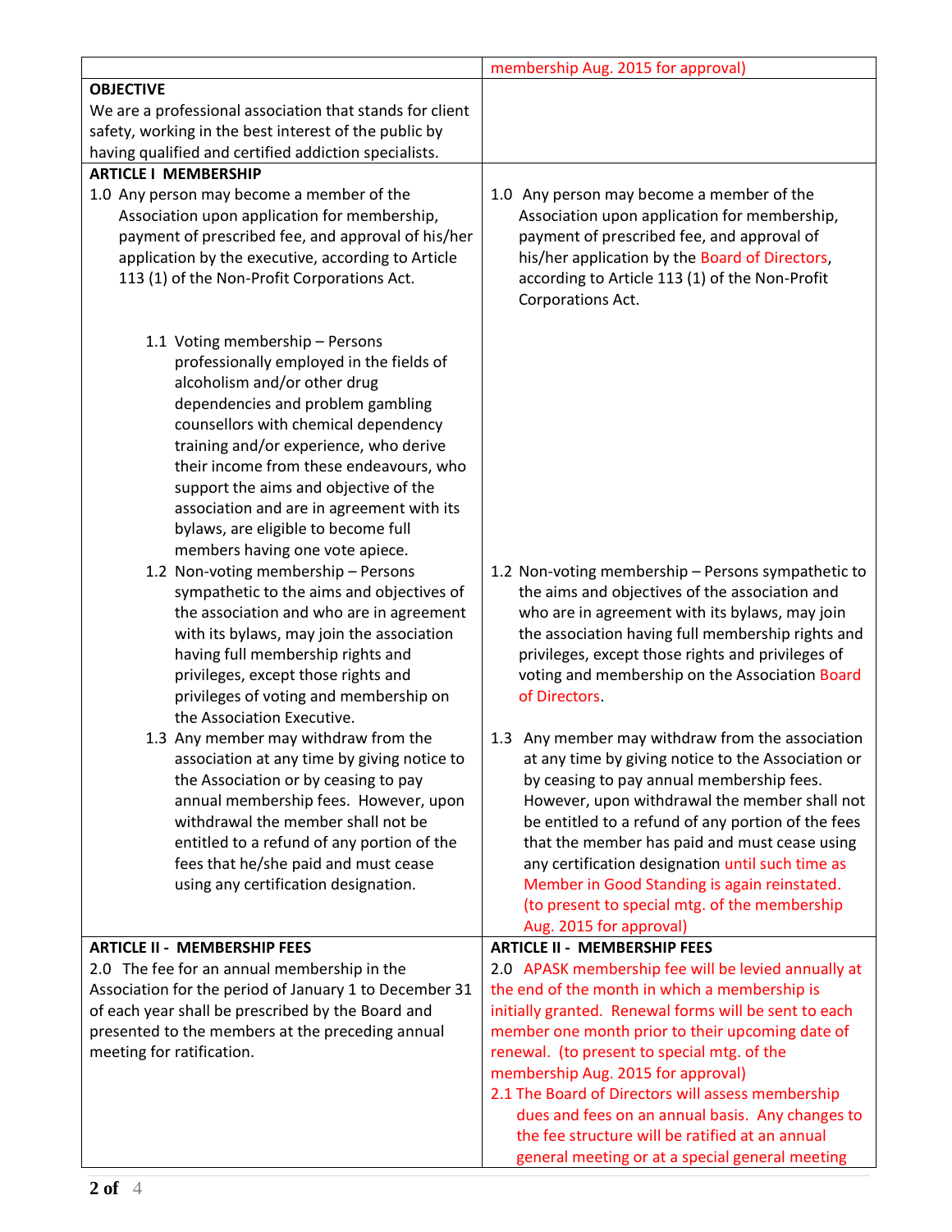| | |
|---|---|
| | membership Aug. 2015 for approval) |
| **OBJECTIVE**<br>We are a professional association that stands for client safety, working in the best interest of the public by having qualified and certified addiction specialists. | |
| **ARTICLE I MEMBERSHIP**<br>1.0 Any person may become a member of the Association upon application for membership, payment of prescribed fee, and approval of his/her application by the executive, according to Article 113 (1) of the Non-Profit Corporations Act. | 1.0 Any person may become a member of the Association upon application for membership, payment of prescribed fee, and approval of his/her application by the Board of Directors, according to Article 113 (1) of the Non-Profit Corporations Act. |
| 1.1 Voting membership – Persons professionally employed in the fields of alcoholism and/or other drug dependencies and problem gambling counsellors with chemical dependency training and/or experience, who derive their income from these endeavours, who support the aims and objective of the association and are in agreement with its bylaws, are eligible to become full members having one vote apiece. | |
| 1.2 Non-voting membership – Persons sympathetic to the aims and objectives of the association and who are in agreement with its bylaws, may join the association having full membership rights and privileges, except those rights and privileges of voting and membership on the Association Executive. | 1.2 Non-voting membership – Persons sympathetic to the aims and objectives of the association and who are in agreement with its bylaws, may join the association having full membership rights and privileges, except those rights and privileges of voting and membership on the Association Board of Directors. |
| 1.3 Any member may withdraw from the association at any time by giving notice to the Association or by ceasing to pay annual membership fees. However, upon withdrawal the member shall not be entitled to a refund of any portion of the fees that he/she paid and must cease using any certification designation. | 1.3 Any member may withdraw from the association at any time by giving notice to the Association or by ceasing to pay annual membership fees. However, upon withdrawal the member shall not be entitled to a refund of any portion of the fees that the member has paid and must cease using any certification designation until such time as Member in Good Standing is again reinstated. (to present to special mtg. of the membership Aug. 2015 for approval) |
| **ARTICLE II - MEMBERSHIP FEES**<br>2.0 The fee for an annual membership in the Association for the period of January 1 to December 31 of each year shall be prescribed by the Board and presented to the members at the preceding annual meeting for ratification. | **ARTICLE II - MEMBERSHIP FEES**<br>2.0 APASK membership fee will be levied annually at the end of the month in which a membership is initially granted. Renewal forms will be sent to each member one month prior to their upcoming date of renewal. (to present to special mtg. of the membership Aug. 2015 for approval)<br>2.1 The Board of Directors will assess membership dues and fees on an annual basis. Any changes to the fee structure will be ratified at an annual general meeting or at a special general meeting |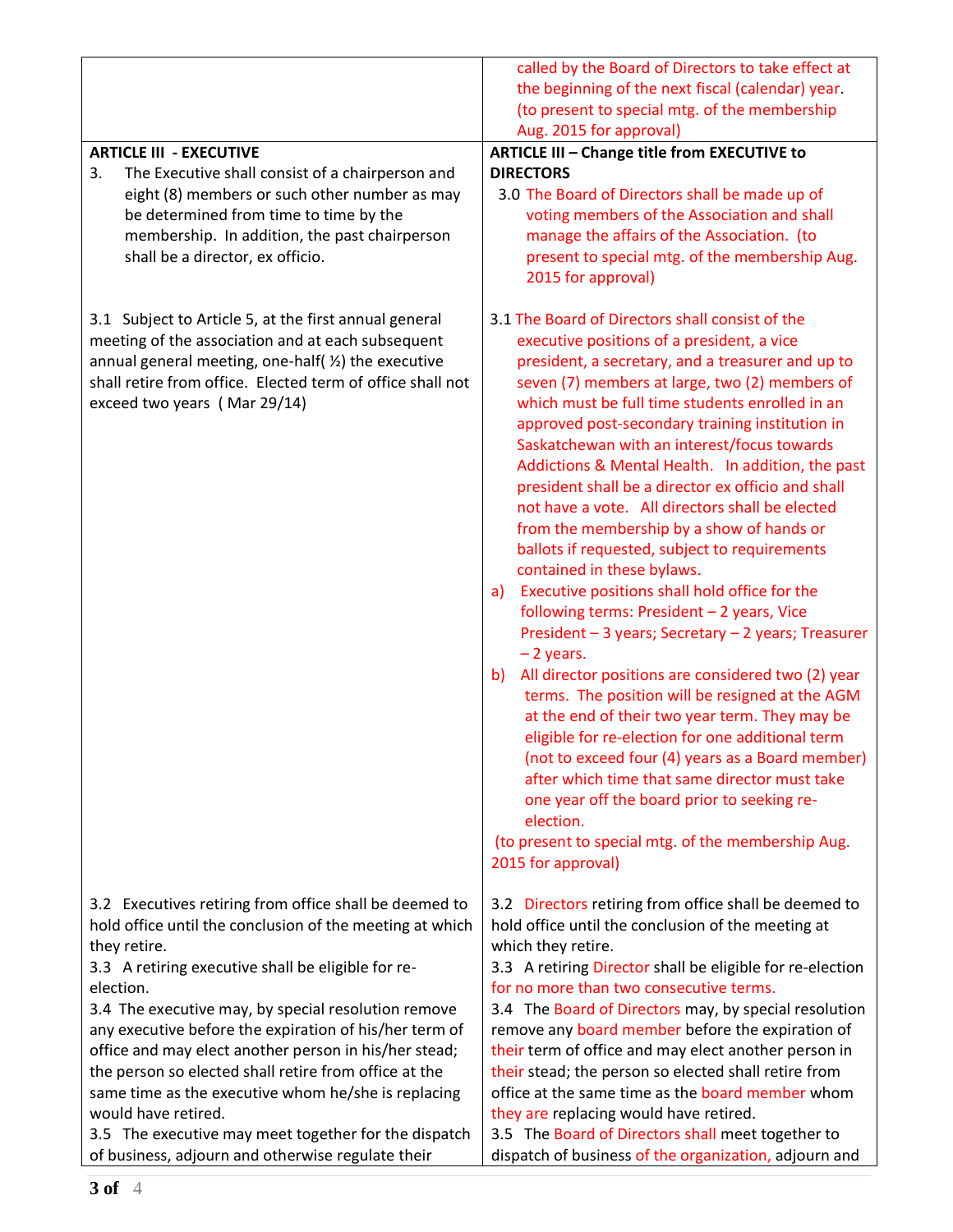| | |
|---|---|
| | called by the Board of Directors to take effect at the beginning of the next fiscal (calendar) year. (to present to special mtg. of the membership Aug. 2015 for approval) |
| **ARTICLE III - EXECUTIVE**<br>3. The Executive shall consist of a chairperson and eight (8) members or such other number as may be determined from time to time by the membership. In addition, the past chairperson shall be a director, ex officio. | **ARTICLE III – Change title from EXECUTIVE to DIRECTORS**<br>3.0 The Board of Directors shall be made up of voting members of the Association and shall manage the affairs of the Association. (to present to special mtg. of the membership Aug. 2015 for approval) |
| 3.1 Subject to Article 5, at the first annual general meeting of the association and at each subsequent annual general meeting, one-half( ½) the executive shall retire from office. Elected term of office shall not exceed two years ( Mar 29/14) | 3.1 The Board of Directors shall consist of the executive positions of a president, a vice president, a secretary, and a treasurer and up to seven (7) members at large, two (2) members of which must be full time students enrolled in an approved post-secondary training institution in Saskatchewan with an interest/focus towards Addictions & Mental Health. In addition, the past president shall be a director ex officio and shall not have a vote. All directors shall be elected from the membership by a show of hands or ballots if requested, subject to requirements contained in these bylaws.<br>a) Executive positions shall hold office for the following terms: President – 2 years, Vice President – 3 years; Secretary – 2 years; Treasurer – 2 years.<br>b) All director positions are considered two (2) year terms. The position will be resigned at the AGM at the end of their two year term. They may be eligible for re-election for one additional term (not to exceed four (4) years as a Board member) after which time that same director must take one year off the board prior to seeking re-election.<br>(to present to special mtg. of the membership Aug. 2015 for approval) |
| 3.2 Executives retiring from office shall be deemed to hold office until the conclusion of the meeting at which they retire.<br>3.3 A retiring executive shall be eligible for re-election.<br>3.4 The executive may, by special resolution remove any executive before the expiration of his/her term of office and may elect another person in his/her stead; the person so elected shall retire from office at the same time as the executive whom he/she is replacing would have retired.<br>3.5 The executive may meet together for the dispatch of business, adjourn and otherwise regulate their | 3.2 Directors retiring from office shall be deemed to hold office until the conclusion of the meeting at which they retire.<br>3.3 A retiring Director shall be eligible for re-election for no more than two consecutive terms.<br>3.4 The Board of Directors may, by special resolution remove any board member before the expiration of their term of office and may elect another person in their stead; the person so elected shall retire from office at the same time as the board member whom they are replacing would have retired.<br>3.5 The Board of Directors shall meet together to dispatch of business of the organization, adjourn and |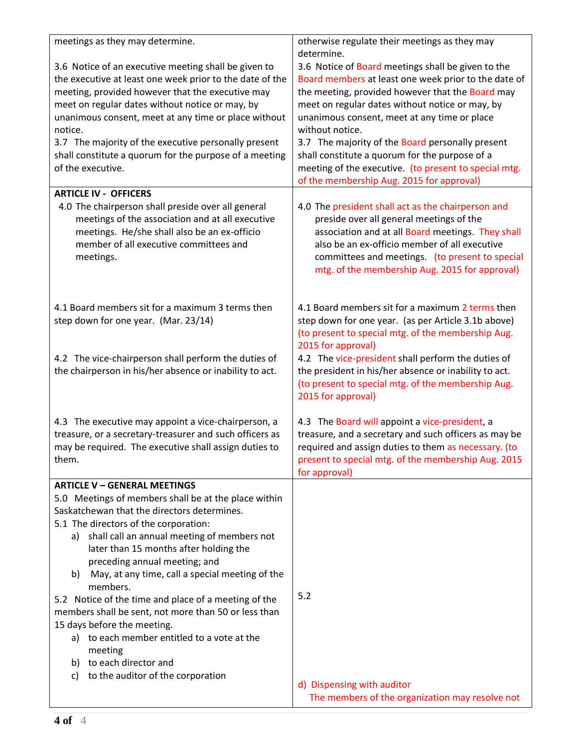| | |
|---|---|
| meetings as they may determine.<br><br>3.6 Notice of an executive meeting shall be given to the executive at least one week prior to the date of the meeting, provided however that the executive may meet on regular dates without notice or may, by unanimous consent, meet at any time or place without notice.<br>3.7 The majority of the executive personally present shall constitute a quorum for the purpose of a meeting of the executive. | otherwise regulate their meetings as they may determine.<br><br>3.6 Notice of Board meetings shall be given to the Board members at least one week prior to the date of the meeting, provided however that the Board may meet on regular dates without notice or may, by unanimous consent, meet at any time or place without notice.<br>3.7 The majority of the Board personally present shall constitute a quorum for the purpose of a meeting of the executive. (to present to special mtg. of the membership Aug. 2015 for approval) |
| **ARTICLE IV - OFFICERS**<br>4.0 The chairperson shall preside over all general meetings of the association and at all executive meetings. He/she shall also be an ex-officio member of all executive committees and meetings.<br><br>4.1 Board members sit for a maximum 3 terms then step down for one year. (Mar. 23/14)<br><br>4.2 The vice-chairperson shall perform the duties of the chairperson in his/her absence or inability to act.<br><br>4.3 The executive may appoint a vice-chairperson, a treasure, or a secretary-treasurer and such officers as may be required. The executive shall assign duties to them. | 4.0 The president shall act as the chairperson and preside over all general meetings of the association and at all Board meetings. They shall also be an ex-officio member of all executive committees and meetings. (to present to special mtg. of the membership Aug. 2015 for approval)<br><br>4.1 Board members sit for a maximum 2 terms then step down for one year. (as per Article 3.1b above) (to present to special mtg. of the membership Aug. 2015 for approval)<br><br>4.2 The vice-president shall perform the duties of the president in his/her absence or inability to act. (to present to special mtg. of the membership Aug. 2015 for approval)<br><br>4.3 The Board will appoint a vice-president, a treasure, and a secretary and such officers as may be required and assign duties to them as necessary. (to present to special mtg. of the membership Aug. 2015 for approval) |
| **ARTICLE V – GENERAL MEETINGS**<br>5.0 Meetings of members shall be at the place within Saskatchewan that the directors determines.<br>5.1 The directors of the corporation:<br>a) shall call an annual meeting of members not later than 15 months after holding the preceding annual meeting; and<br>b) May, at any time, call a special meeting of the members.<br>5.2 Notice of the time and place of a meeting of the members shall be sent, not more than 50 or less than 15 days before the meeting.<br>a) to each member entitled to a vote at the meeting<br>b) to each director and<br>c) to the auditor of the corporation | 5.2<br><br>d) Dispensing with auditor<br>The members of the organization may resolve not |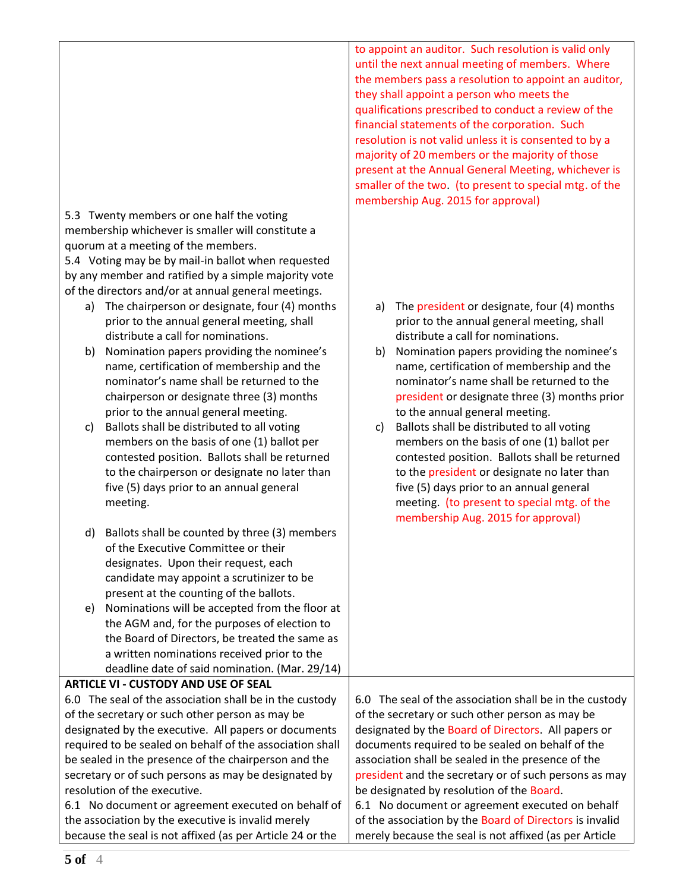| | |
|---|---|
| | to appoint an auditor. Such resolution is valid only until the next annual meeting of members. Where the members pass a resolution to appoint an auditor, they shall appoint a person who meets the qualifications prescribed to conduct a review of the financial statements of the corporation. Such resolution is not valid unless it is consented to by a majority of 20 members or the majority of those present at the Annual General Meeting, whichever is smaller of the two. (to present to special mtg. of the membership Aug. 2015 for approval) |
| 5.3 Twenty members or one half the voting membership whichever is smaller will constitute a quorum at a meeting of the members.<br>5.4 Voting may be by mail-in ballot when requested by any member and ratified by a simple majority vote of the directors and/or at annual general meetings.<br>a) The chairperson or designate, four (4) months prior to the annual general meeting, shall distribute a call for nominations.<br>b) Nomination papers providing the nominee's name, certification of membership and the nominator's name shall be returned to the chairperson or designate three (3) months prior to the annual general meeting.<br>c) Ballots shall be distributed to all voting members on the basis of one (1) ballot per contested position. Ballots shall be returned to the chairperson or designate no later than five (5) days prior to an annual general meeting.<br>d) Ballots shall be counted by three (3) members of the Executive Committee or their designates. Upon their request, each candidate may appoint a scrutinizer to be present at the counting of the ballots.<br>e) Nominations will be accepted from the floor at the AGM and, for the purposes of election to the Board of Directors, be treated the same as a written nominations received prior to the deadline date of said nomination. (Mar. 29/14) | a) The president or designate, four (4) months prior to the annual general meeting, shall distribute a call for nominations.<br>b) Nomination papers providing the nominee's name, certification of membership and the nominator's name shall be returned to the president or designate three (3) months prior to the annual general meeting.<br>c) Ballots shall be distributed to all voting members on the basis of one (1) ballot per contested position. Ballots shall be returned to the president or designate no later than five (5) days prior to an annual general meeting. (to present to special mtg. of the membership Aug. 2015 for approval) |
| **ARTICLE VI - CUSTODY AND USE OF SEAL**<br>6.0 The seal of the association shall be in the custody of the secretary or such other person as may be designated by the executive. All papers or documents required to be sealed on behalf of the association shall be sealed in the presence of the chairperson and the secretary or of such persons as may be designated by resolution of the executive.<br>6.1 No document or agreement executed on behalf of the association by the executive is invalid merely because the seal is not affixed (as per Article 24 or the | 6.0 The seal of the association shall be in the custody of the secretary or such other person as may be designated by the Board of Directors. All papers or documents required to be sealed on behalf of the association shall be sealed in the presence of the president and the secretary or of such persons as may be designated by resolution of the Board.<br>6.1 No document or agreement executed on behalf of the association by the Board of Directors is invalid merely because the seal is not affixed (as per Article |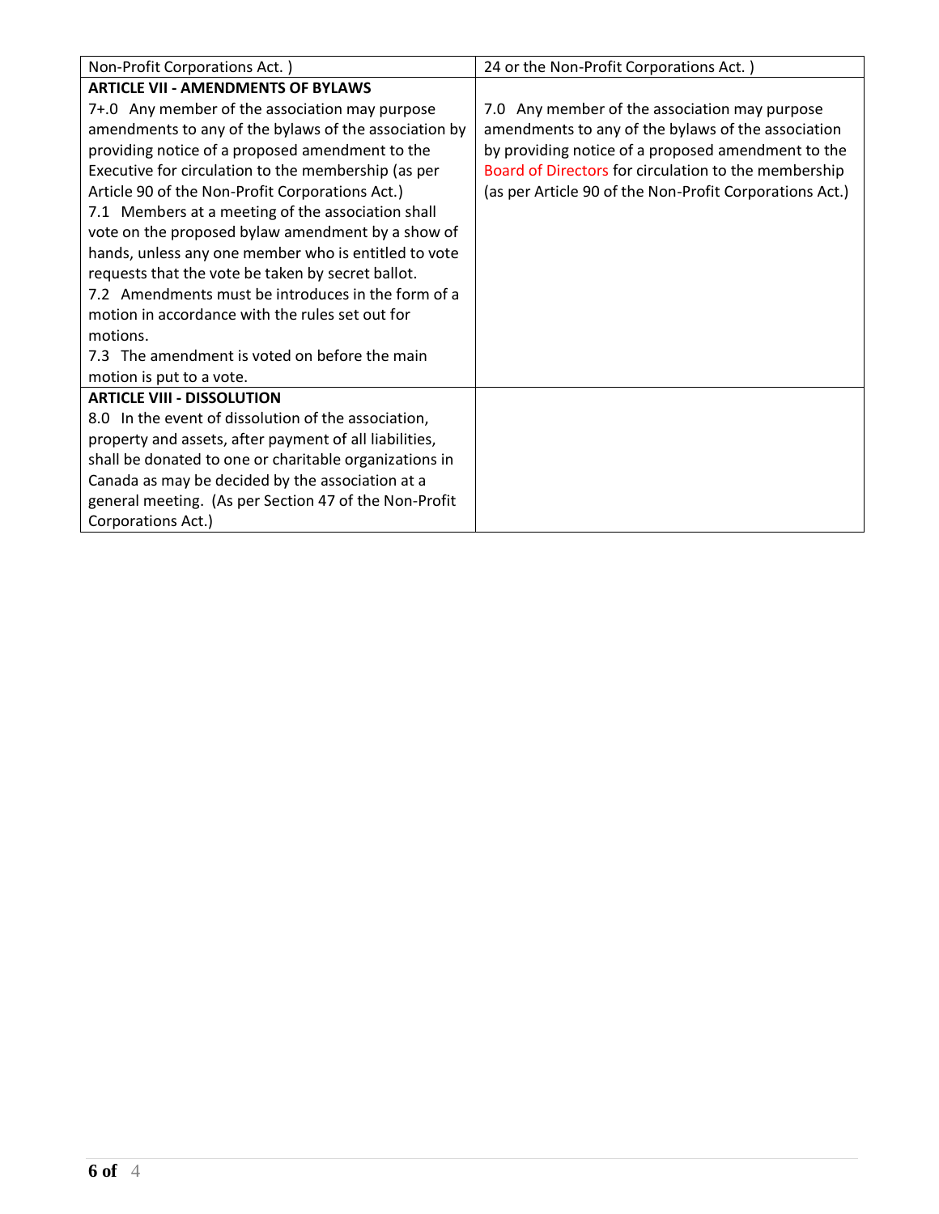| | |
|---|---|
| Non-Profit Corporations Act. ) | 24 or the Non-Profit Corporations Act. ) |
| **ARTICLE VII - AMENDMENTS OF BYLAWS**<br>7+.0 Any member of the association may purpose amendments to any of the bylaws of the association by providing notice of a proposed amendment to the Executive for circulation to the membership (as per Article 90 of the Non-Profit Corporations Act.)<br>7.1 Members at a meeting of the association shall vote on the proposed bylaw amendment by a show of hands, unless any one member who is entitled to vote requests that the vote be taken by secret ballot.<br>7.2 Amendments must be introduces in the form of a motion in accordance with the rules set out for motions.<br>7.3 The amendment is voted on before the main motion is put to a vote. | 7.0 Any member of the association may purpose amendments to any of the bylaws of the association by providing notice of a proposed amendment to the Board of Directors for circulation to the membership (as per Article 90 of the Non-Profit Corporations Act.) |
| **ARTICLE VIII - DISSOLUTION**<br>8.0 In the event of dissolution of the association, property and assets, after payment of all liabilities, shall be donated to one or charitable organizations in Canada as may be decided by the association at a general meeting. (As per Section 47 of the Non-Profit Corporations Act.) | |